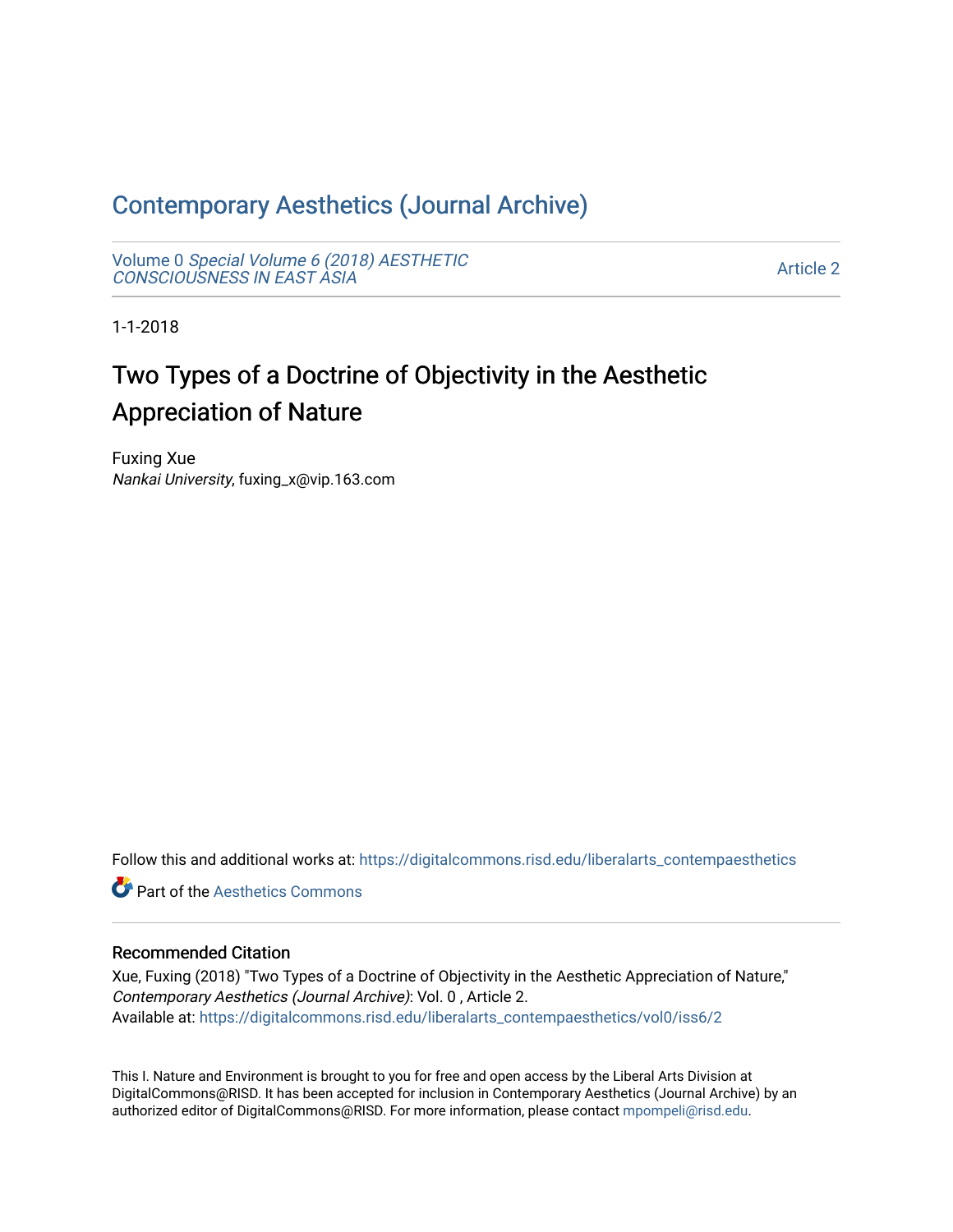# Contemporary Aesthetics (Journal Archive)

Volume 0 *Special Volume 6 (2018) AESTHETIC CONSCIOUSNESS IN EAST ASIA*

Article 2

1-1-2018

## Two Types of a Doctrine of Objectivity in the Aesthetic Appreciation of Nature

Fuxing Xue
*Nankai University*, fuxing_x@vip.163.com

Follow this and additional works at: https://digitalcommons.risd.edu/liberalarts_contempaesthetics

Part of the Aesthetics Commons

### Recommended Citation

Xue, Fuxing (2018) "Two Types of a Doctrine of Objectivity in the Aesthetic Appreciation of Nature," *Contemporary Aesthetics (Journal Archive)*: Vol. 0 , Article 2.
Available at: https://digitalcommons.risd.edu/liberalarts_contempaesthetics/vol0/iss6/2

This I. Nature and Environment is brought to you for free and open access by the Liberal Arts Division at DigitalCommons@RISD. It has been accepted for inclusion in Contemporary Aesthetics (Journal Archive) by an authorized editor of DigitalCommons@RISD. For more information, please contact mpompeli@risd.edu.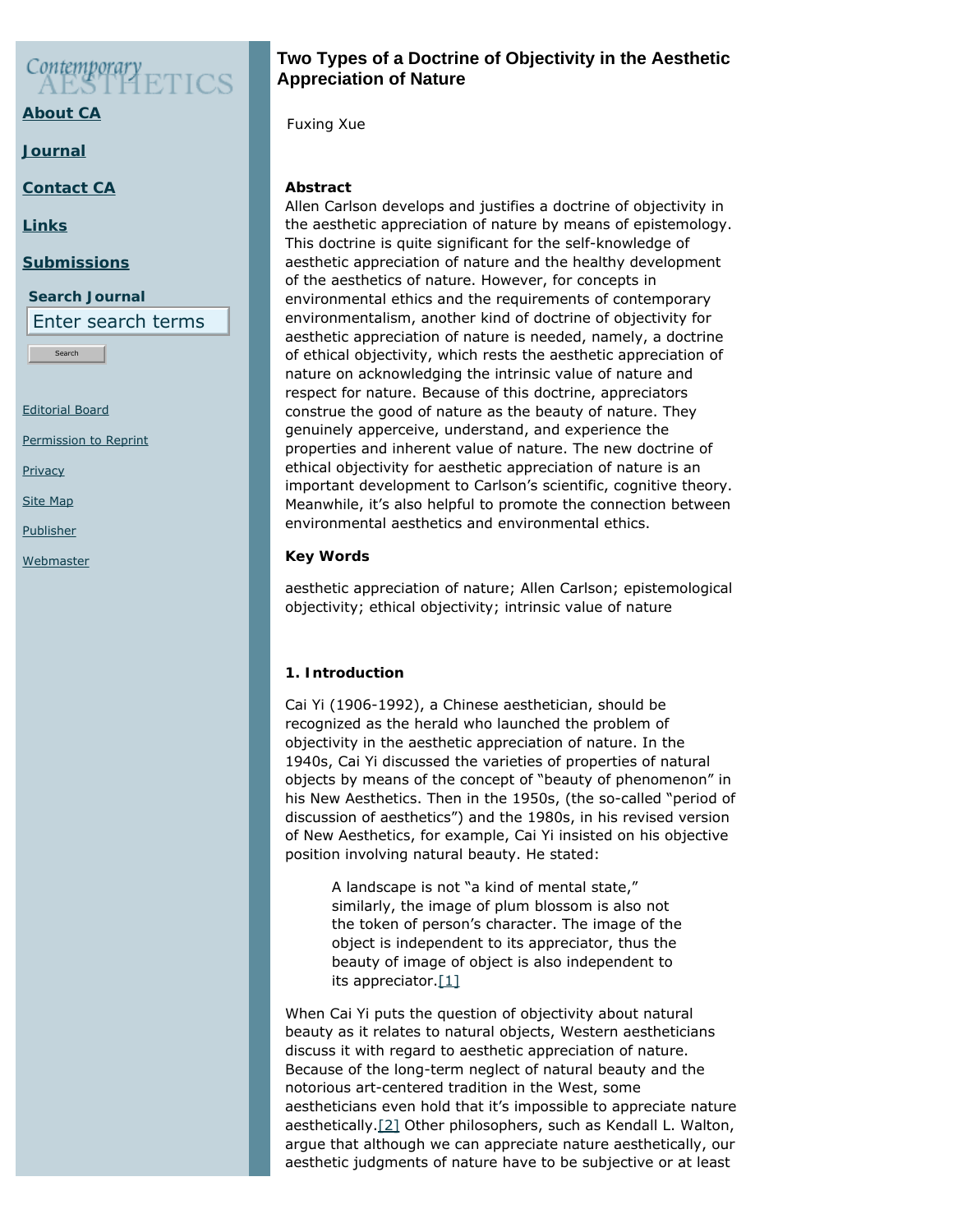# Two Types of a Doctrine of Objectivity in the Aesthetic Appreciation of Nature

Fuxing Xue

**Abstract**

Allen Carlson develops and justifies a doctrine of objectivity in the aesthetic appreciation of nature by means of epistemology. This doctrine is quite significant for the self-knowledge of aesthetic appreciation of nature and the healthy development of the aesthetics of nature. However, for concepts in environmental ethics and the requirements of contemporary environmentalism, another kind of doctrine of objectivity for aesthetic appreciation of nature is needed, namely, a doctrine of ethical objectivity, which rests the aesthetic appreciation of nature on acknowledging the intrinsic value of nature and respect for nature. Because of this doctrine, appreciators construe the good of nature as the beauty of nature. They genuinely apperceive, understand, and experience the properties and inherent value of nature. The new doctrine of ethical objectivity for aesthetic appreciation of nature is an important development to Carlson's scientific, cognitive theory. Meanwhile, it's also helpful to promote the connection between environmental aesthetics and environmental ethics.

**Key Words**

aesthetic appreciation of nature; Allen Carlson; epistemological objectivity; ethical objectivity; intrinsic value of nature

## 1. Introduction

Cai Yi (1906-1992), a Chinese aesthetician, should be recognized as the herald who launched the problem of objectivity in the aesthetic appreciation of nature. In the 1940s, Cai Yi discussed the varieties of properties of natural objects by means of the concept of "beauty of phenomenon" in his New Aesthetics. Then in the 1950s, (the so-called "period of discussion of aesthetics") and the 1980s, in his revised version of New Aesthetics, for example, Cai Yi insisted on his objective position involving natural beauty. He stated:

> A landscape is not "a kind of mental state," similarly, the image of plum blossom is also not the token of person's character. The image of the object is independent to its appreciator, thus the beauty of image of object is also independent to its appreciator.[1]

When Cai Yi puts the question of objectivity about natural beauty as it relates to natural objects, Western aestheticians discuss it with regard to aesthetic appreciation of nature. Because of the long-term neglect of natural beauty and the notorious art-centered tradition in the West, some aestheticians even hold that it's impossible to appreciate nature aesthetically.[2] Other philosophers, such as Kendall L. Walton, argue that although we can appreciate nature aesthetically, our aesthetic judgments of nature have to be subjective or at least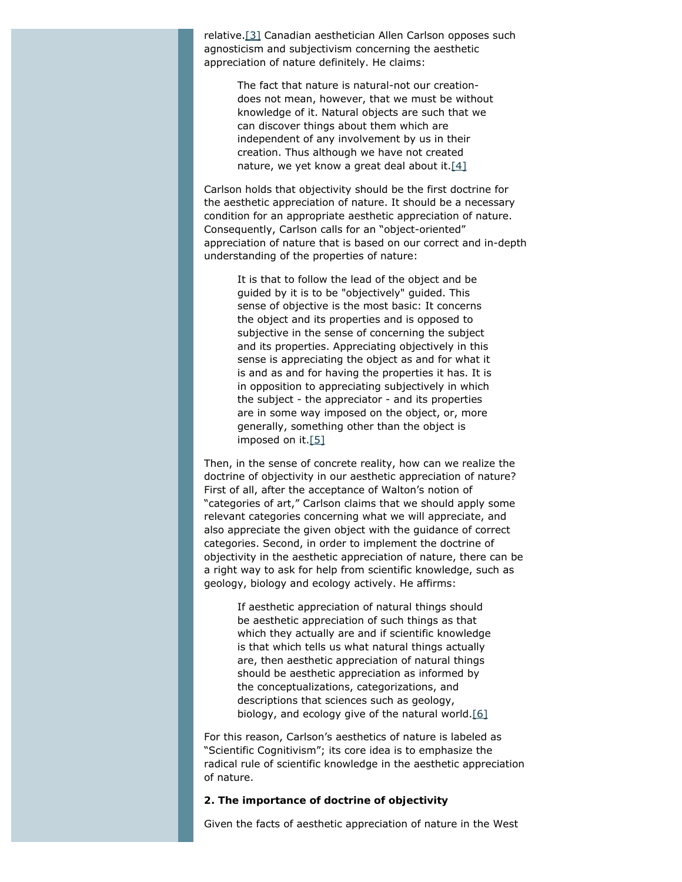relative.[3] Canadian aesthetician Allen Carlson opposes such agnosticism and subjectivism concerning the aesthetic appreciation of nature definitely. He claims:

> The fact that nature is natural-not our creation-does not mean, however, that we must be without knowledge of it. Natural objects are such that we can discover things about them which are independent of any involvement by us in their creation. Thus although we have not created nature, we yet know a great deal about it.[4]

Carlson holds that objectivity should be the first doctrine for the aesthetic appreciation of nature. It should be a necessary condition for an appropriate aesthetic appreciation of nature. Consequently, Carlson calls for an "object-oriented" appreciation of nature that is based on our correct and in-depth understanding of the properties of nature:

> It is that to follow the lead of the object and be guided by it is to be "objectively" guided. This sense of objective is the most basic: It concerns the object and its properties and is opposed to subjective in the sense of concerning the subject and its properties. Appreciating objectively in this sense is appreciating the object as and for what it is and as and for having the properties it has. It is in opposition to appreciating subjectively in which the subject - the appreciator - and its properties are in some way imposed on the object, or, more generally, something other than the object is imposed on it.[5]

Then, in the sense of concrete reality, how can we realize the doctrine of objectivity in our aesthetic appreciation of nature? First of all, after the acceptance of Walton's notion of "categories of art," Carlson claims that we should apply some relevant categories concerning what we will appreciate, and also appreciate the given object with the guidance of correct categories. Second, in order to implement the doctrine of objectivity in the aesthetic appreciation of nature, there can be a right way to ask for help from scientific knowledge, such as geology, biology and ecology actively. He affirms:

> If aesthetic appreciation of natural things should be aesthetic appreciation of such things as that which they actually are and if scientific knowledge is that which tells us what natural things actually are, then aesthetic appreciation of natural things should be aesthetic appreciation as informed by the conceptualizations, categorizations, and descriptions that sciences such as geology, biology, and ecology give of the natural world.[6]

For this reason, Carlson's aesthetics of nature is labeled as "Scientific Cognitivism"; its core idea is to emphasize the radical rule of scientific knowledge in the aesthetic appreciation of nature.

**2. The importance of doctrine of objectivity**

Given the facts of aesthetic appreciation of nature in the West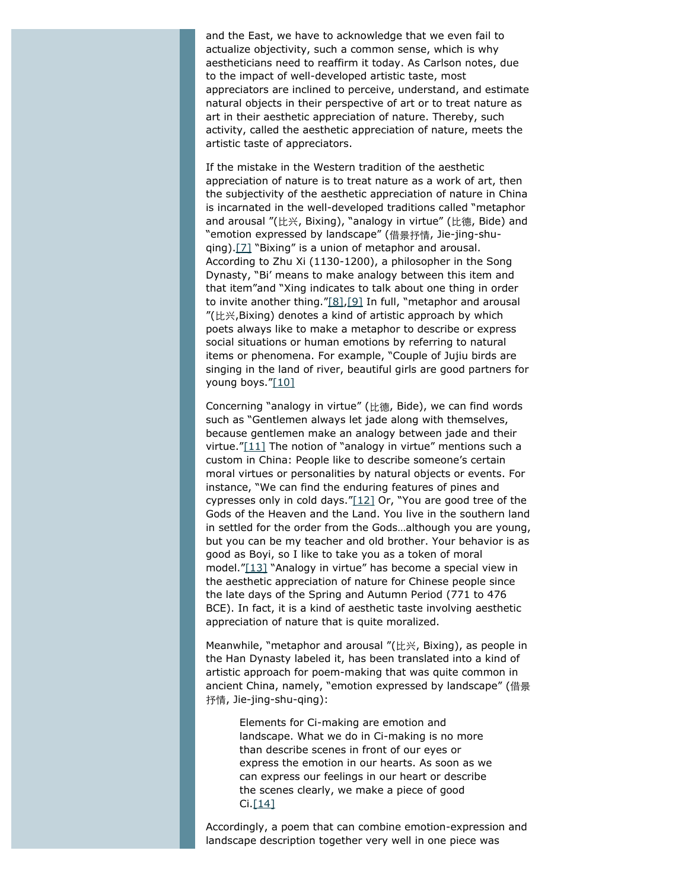and the East, we have to acknowledge that we even fail to actualize objectivity, such a common sense, which is why aestheticians need to reaffirm it today. As Carlson notes, due to the impact of well-developed artistic taste, most appreciators are inclined to perceive, understand, and estimate natural objects in their perspective of art or to treat nature as art in their aesthetic appreciation of nature. Thereby, such activity, called the aesthetic appreciation of nature, meets the artistic taste of appreciators.

If the mistake in the Western tradition of the aesthetic appreciation of nature is to treat nature as a work of art, then the subjectivity of the aesthetic appreciation of nature in China is incarnated in the well-developed traditions called "metaphor and arousal "(比兴, Bixing), "analogy in virtue" (比德, Bide) and "emotion expressed by landscape" (借景抒情, Jie-jing-shu-qing).[7] "Bixing" is a union of metaphor and arousal. According to Zhu Xi (1130-1200), a philosopher in the Song Dynasty, "Bi' means to make analogy between this item and that item"and "Xing indicates to talk about one thing in order to invite another thing."[8],[9] In full, "metaphor and arousal "(比兴,Bixing) denotes a kind of artistic approach by which poets always like to make a metaphor to describe or express social situations or human emotions by referring to natural items or phenomena. For example, "Couple of Jujiu birds are singing in the land of river, beautiful girls are good partners for young boys."[10]

Concerning "analogy in virtue" (比德, Bide), we can find words such as "Gentlemen always let jade along with themselves, because gentlemen make an analogy between jade and their virtue."[11] The notion of "analogy in virtue" mentions such a custom in China: People like to describe someone's certain moral virtues or personalities by natural objects or events. For instance, "We can find the enduring features of pines and cypresses only in cold days."[12] Or, "You are good tree of the Gods of the Heaven and the Land. You live in the southern land in settled for the order from the Gods…although you are young, but you can be my teacher and old brother. Your behavior is as good as Boyi, so I like to take you as a token of moral model."[13] "Analogy in virtue" has become a special view in the aesthetic appreciation of nature for Chinese people since the late days of the Spring and Autumn Period (771 to 476 BCE). In fact, it is a kind of aesthetic taste involving aesthetic appreciation of nature that is quite moralized.

Meanwhile, "metaphor and arousal "(比兴, Bixing), as people in the Han Dynasty labeled it, has been translated into a kind of artistic approach for poem-making that was quite common in ancient China, namely, "emotion expressed by landscape" (借景抒情, Jie-jing-shu-qing):

> Elements for Ci-making are emotion and landscape. What we do in Ci-making is no more than describe scenes in front of our eyes or express the emotion in our hearts. As soon as we can express our feelings in our heart or describe the scenes clearly, we make a piece of good Ci.[14]

Accordingly, a poem that can combine emotion-expression and landscape description together very well in one piece was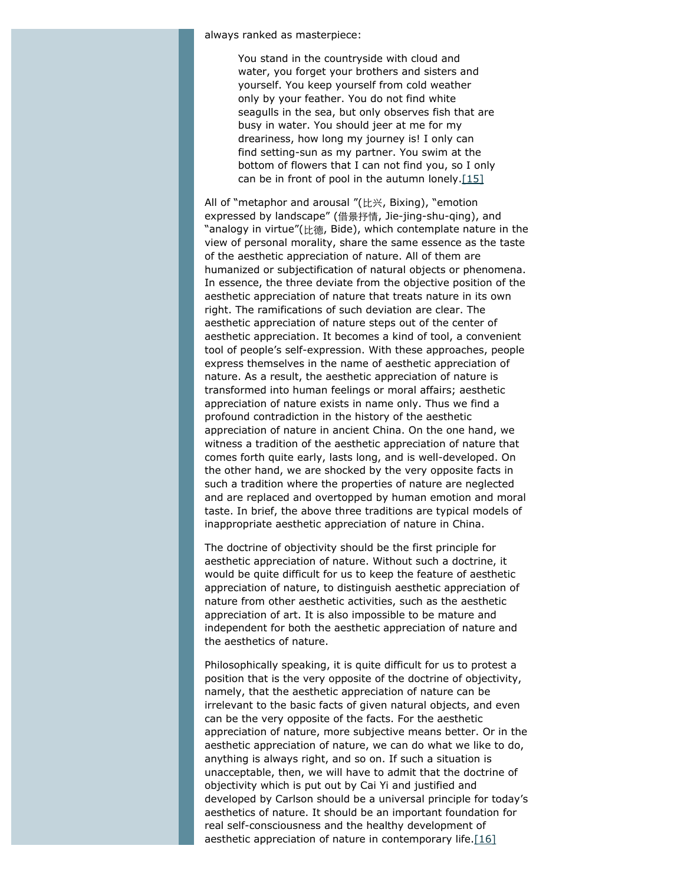always ranked as masterpiece:

> You stand in the countryside with cloud and water, you forget your brothers and sisters and yourself. You keep yourself from cold weather only by your feather. You do not find white seagulls in the sea, but only observes fish that are busy in water. You should jeer at me for my dreariness, how long my journey is! I only can find setting-sun as my partner. You swim at the bottom of flowers that I can not find you, so I only can be in front of pool in the autumn lonely.[15]

All of "metaphor and arousal "(比兴, Bixing), "emotion expressed by landscape" (借景抒情, Jie-jing-shu-qing), and "analogy in virtue"(比德, Bide), which contemplate nature in the view of personal morality, share the same essence as the taste of the aesthetic appreciation of nature. All of them are humanized or subjectification of natural objects or phenomena. In essence, the three deviate from the objective position of the aesthetic appreciation of nature that treats nature in its own right. The ramifications of such deviation are clear. The aesthetic appreciation of nature steps out of the center of aesthetic appreciation. It becomes a kind of tool, a convenient tool of people's self-expression. With these approaches, people express themselves in the name of aesthetic appreciation of nature. As a result, the aesthetic appreciation of nature is transformed into human feelings or moral affairs; aesthetic appreciation of nature exists in name only. Thus we find a profound contradiction in the history of the aesthetic appreciation of nature in ancient China. On the one hand, we witness a tradition of the aesthetic appreciation of nature that comes forth quite early, lasts long, and is well-developed. On the other hand, we are shocked by the very opposite facts in such a tradition where the properties of nature are neglected and are replaced and overtopped by human emotion and moral taste. In brief, the above three traditions are typical models of inappropriate aesthetic appreciation of nature in China.

The doctrine of objectivity should be the first principle for aesthetic appreciation of nature. Without such a doctrine, it would be quite difficult for us to keep the feature of aesthetic appreciation of nature, to distinguish aesthetic appreciation of nature from other aesthetic activities, such as the aesthetic appreciation of art. It is also impossible to be mature and independent for both the aesthetic appreciation of nature and the aesthetics of nature.

Philosophically speaking, it is quite difficult for us to protest a position that is the very opposite of the doctrine of objectivity, namely, that the aesthetic appreciation of nature can be irrelevant to the basic facts of given natural objects, and even can be the very opposite of the facts. For the aesthetic appreciation of nature, more subjective means better. Or in the aesthetic appreciation of nature, we can do what we like to do, anything is always right, and so on. If such a situation is unacceptable, then, we will have to admit that the doctrine of objectivity which is put out by Cai Yi and justified and developed by Carlson should be a universal principle for today's aesthetics of nature. It should be an important foundation for real self-consciousness and the healthy development of aesthetic appreciation of nature in contemporary life.[16]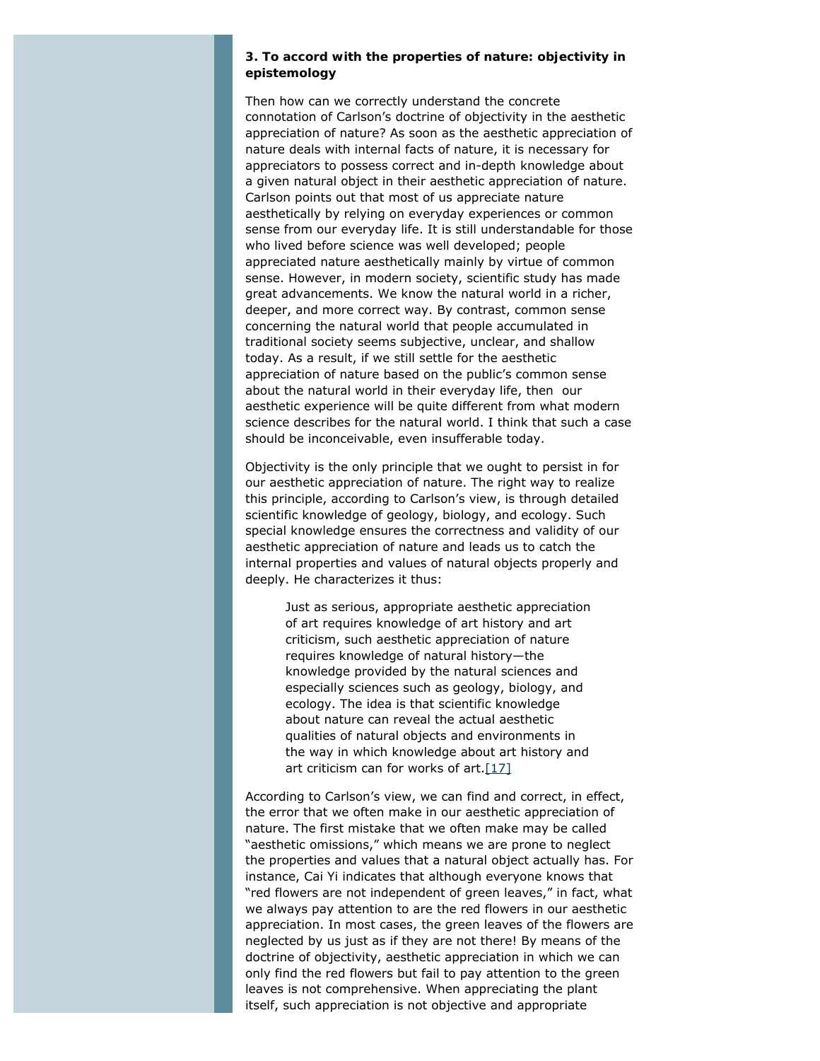### 3. To accord with the properties of nature: objectivity in epistemology

Then how can we correctly understand the concrete connotation of Carlson's doctrine of objectivity in the aesthetic appreciation of nature? As soon as the aesthetic appreciation of nature deals with internal facts of nature, it is necessary for appreciators to possess correct and in-depth knowledge about a given natural object in their aesthetic appreciation of nature. Carlson points out that most of us appreciate nature aesthetically by relying on everyday experiences or common sense from our everyday life. It is still understandable for those who lived before science was well developed; people appreciated nature aesthetically mainly by virtue of common sense. However, in modern society, scientific study has made great advancements. We know the natural world in a richer, deeper, and more correct way. By contrast, common sense concerning the natural world that people accumulated in traditional society seems subjective, unclear, and shallow today. As a result, if we still settle for the aesthetic appreciation of nature based on the public's common sense about the natural world in their everyday life, then our aesthetic experience will be quite different from what modern science describes for the natural world. I think that such a case should be inconceivable, even insufferable today.

Objectivity is the only principle that we ought to persist in for our aesthetic appreciation of nature. The right way to realize this principle, according to Carlson's view, is through detailed scientific knowledge of geology, biology, and ecology. Such special knowledge ensures the correctness and validity of our aesthetic appreciation of nature and leads us to catch the internal properties and values of natural objects properly and deeply. He characterizes it thus:

> Just as serious, appropriate aesthetic appreciation of art requires knowledge of art history and art criticism, such aesthetic appreciation of nature requires knowledge of natural history—the knowledge provided by the natural sciences and especially sciences such as geology, biology, and ecology. The idea is that scientific knowledge about nature can reveal the actual aesthetic qualities of natural objects and environments in the way in which knowledge about art history and art criticism can for works of art.[17]

According to Carlson's view, we can find and correct, in effect, the error that we often make in our aesthetic appreciation of nature. The first mistake that we often make may be called "aesthetic omissions," which means we are prone to neglect the properties and values that a natural object actually has. For instance, Cai Yi indicates that although everyone knows that "red flowers are not independent of green leaves," in fact, what we always pay attention to are the red flowers in our aesthetic appreciation. In most cases, the green leaves of the flowers are neglected by us just as if they are not there! By means of the doctrine of objectivity, aesthetic appreciation in which we can only find the red flowers but fail to pay attention to the green leaves is not comprehensive. When appreciating the plant itself, such appreciation is not objective and appropriate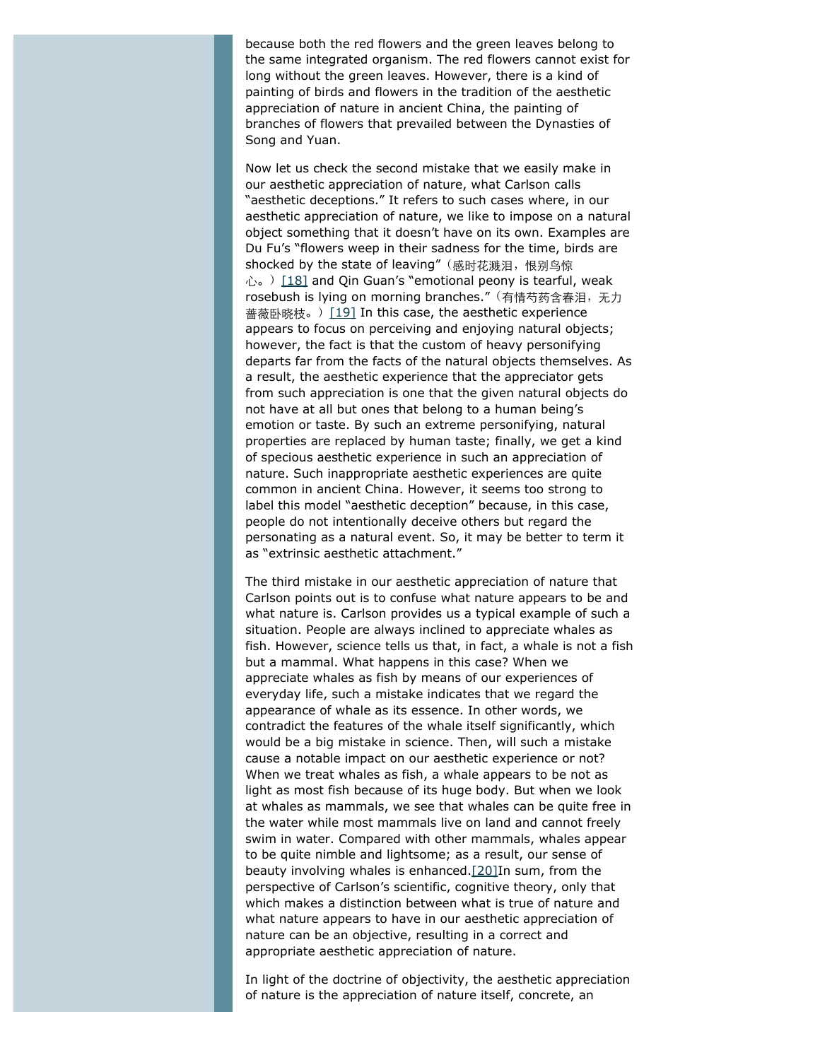because both the red flowers and the green leaves belong to the same integrated organism. The red flowers cannot exist for long without the green leaves. However, there is a kind of painting of birds and flowers in the tradition of the aesthetic appreciation of nature in ancient China, the painting of branches of flowers that prevailed between the Dynasties of Song and Yuan.

Now let us check the second mistake that we easily make in our aesthetic appreciation of nature, what Carlson calls "aesthetic deceptions." It refers to such cases where, in our aesthetic appreciation of nature, we like to impose on a natural object something that it doesn't have on its own. Examples are Du Fu's "flowers weep in their sadness for the time, birds are shocked by the state of leaving"（感时花溅泪，恨别鸟惊心。）[18] and Qin Guan's "emotional peony is tearful, weak rosebush is lying on morning branches."（有情芍药含春泪，无力蔷薇卧晓枝。）[19] In this case, the aesthetic experience appears to focus on perceiving and enjoying natural objects; however, the fact is that the custom of heavy personifying departs far from the facts of the natural objects themselves. As a result, the aesthetic experience that the appreciator gets from such appreciation is one that the given natural objects do not have at all but ones that belong to a human being's emotion or taste. By such an extreme personifying, natural properties are replaced by human taste; finally, we get a kind of specious aesthetic experience in such an appreciation of nature. Such inappropriate aesthetic experiences are quite common in ancient China. However, it seems too strong to label this model "aesthetic deception" because, in this case, people do not intentionally deceive others but regard the personating as a natural event. So, it may be better to term it as "extrinsic aesthetic attachment."

The third mistake in our aesthetic appreciation of nature that Carlson points out is to confuse what nature appears to be and what nature is. Carlson provides us a typical example of such a situation. People are always inclined to appreciate whales as fish. However, science tells us that, in fact, a whale is not a fish but a mammal. What happens in this case? When we appreciate whales as fish by means of our experiences of everyday life, such a mistake indicates that we regard the appearance of whale as its essence. In other words, we contradict the features of the whale itself significantly, which would be a big mistake in science. Then, will such a mistake cause a notable impact on our aesthetic experience or not? When we treat whales as fish, a whale appears to be not as light as most fish because of its huge body. But when we look at whales as mammals, we see that whales can be quite free in the water while most mammals live on land and cannot freely swim in water. Compared with other mammals, whales appear to be quite nimble and lightsome; as a result, our sense of beauty involving whales is enhanced.[20]In sum, from the perspective of Carlson's scientific, cognitive theory, only that which makes a distinction between what is true of nature and what nature appears to have in our aesthetic appreciation of nature can be an objective, resulting in a correct and appropriate aesthetic appreciation of nature.

In light of the doctrine of objectivity, the aesthetic appreciation of nature is the appreciation of nature itself, concrete, an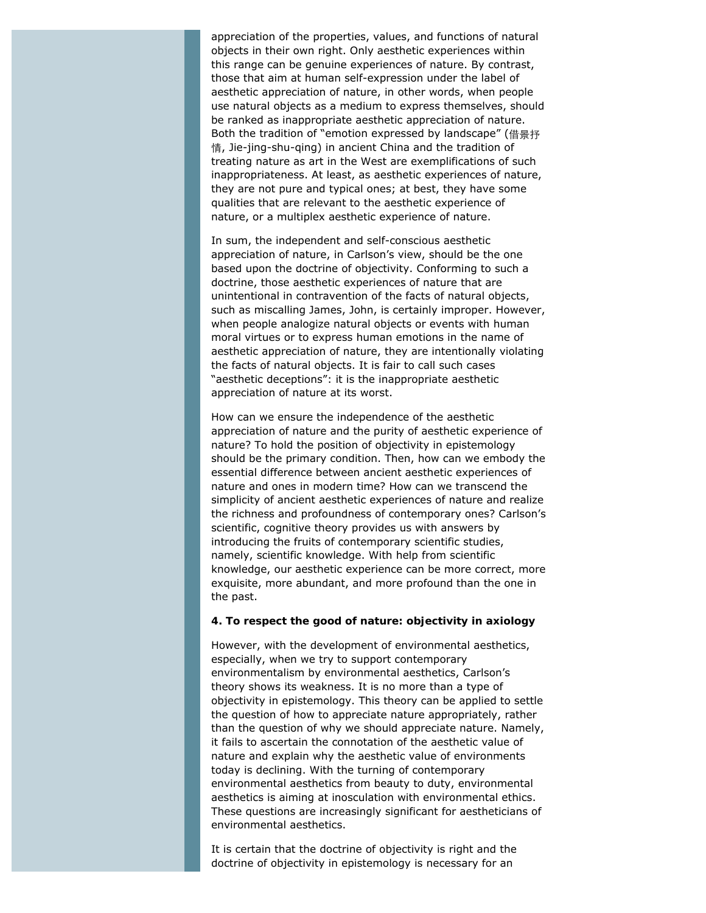appreciation of the properties, values, and functions of natural objects in their own right. Only aesthetic experiences within this range can be genuine experiences of nature. By contrast, those that aim at human self-expression under the label of aesthetic appreciation of nature, in other words, when people use natural objects as a medium to express themselves, should be ranked as inappropriate aesthetic appreciation of nature. Both the tradition of "emotion expressed by landscape" (借景抒情, Jie-jing-shu-qing) in ancient China and the tradition of treating nature as art in the West are exemplifications of such inappropriateness. At least, as aesthetic experiences of nature, they are not pure and typical ones; at best, they have some qualities that are relevant to the aesthetic experience of nature, or a multiplex aesthetic experience of nature.

In sum, the independent and self-conscious aesthetic appreciation of nature, in Carlson's view, should be the one based upon the doctrine of objectivity. Conforming to such a doctrine, those aesthetic experiences of nature that are unintentional in contravention of the facts of natural objects, such as miscalling James, John, is certainly improper. However, when people analogize natural objects or events with human moral virtues or to express human emotions in the name of aesthetic appreciation of nature, they are intentionally violating the facts of natural objects. It is fair to call such cases "aesthetic deceptions": it is the inappropriate aesthetic appreciation of nature at its worst.

How can we ensure the independence of the aesthetic appreciation of nature and the purity of aesthetic experience of nature? To hold the position of objectivity in epistemology should be the primary condition. Then, how can we embody the essential difference between ancient aesthetic experiences of nature and ones in modern time? How can we transcend the simplicity of ancient aesthetic experiences of nature and realize the richness and profoundness of contemporary ones? Carlson's scientific, cognitive theory provides us with answers by introducing the fruits of contemporary scientific studies, namely, scientific knowledge. With help from scientific knowledge, our aesthetic experience can be more correct, more exquisite, more abundant, and more profound than the one in the past.

**4. To respect the good of nature: objectivity in axiology**

However, with the development of environmental aesthetics, especially, when we try to support contemporary environmentalism by environmental aesthetics, Carlson's theory shows its weakness. It is no more than a type of objectivity in epistemology. This theory can be applied to settle the question of how to appreciate nature appropriately, rather than the question of why we should appreciate nature. Namely, it fails to ascertain the connotation of the aesthetic value of nature and explain why the aesthetic value of environments today is declining. With the turning of contemporary environmental aesthetics from beauty to duty, environmental aesthetics is aiming at inosculation with environmental ethics. These questions are increasingly significant for aestheticians of environmental aesthetics.

It is certain that the doctrine of objectivity is right and the doctrine of objectivity in epistemology is necessary for an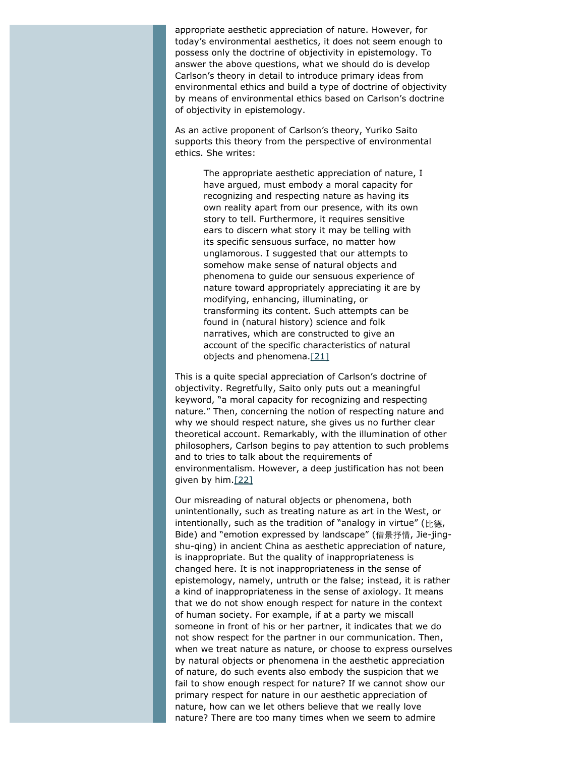appropriate aesthetic appreciation of nature. However, for today's environmental aesthetics, it does not seem enough to possess only the doctrine of objectivity in epistemology. To answer the above questions, what we should do is develop Carlson's theory in detail to introduce primary ideas from environmental ethics and build a type of doctrine of objectivity by means of environmental ethics based on Carlson's doctrine of objectivity in epistemology.

As an active proponent of Carlson's theory, Yuriko Saito supports this theory from the perspective of environmental ethics. She writes:

> The appropriate aesthetic appreciation of nature, I have argued, must embody a moral capacity for recognizing and respecting nature as having its own reality apart from our presence, with its own story to tell. Furthermore, it requires sensitive ears to discern what story it may be telling with its specific sensuous surface, no matter how unglamorous. I suggested that our attempts to somehow make sense of natural objects and phenomena to guide our sensuous experience of nature toward appropriately appreciating it are by modifying, enhancing, illuminating, or transforming its content. Such attempts can be found in (natural history) science and folk narratives, which are constructed to give an account of the specific characteristics of natural objects and phenomena.[21]

This is a quite special appreciation of Carlson's doctrine of objectivity. Regretfully, Saito only puts out a meaningful keyword, "a moral capacity for recognizing and respecting nature." Then, concerning the notion of respecting nature and why we should respect nature, she gives us no further clear theoretical account. Remarkably, with the illumination of other philosophers, Carlson begins to pay attention to such problems and to tries to talk about the requirements of environmentalism. However, a deep justification has not been given by him.[22]

Our misreading of natural objects or phenomena, both unintentionally, such as treating nature as art in the West, or intentionally, such as the tradition of "analogy in virtue" (比德, Bide) and "emotion expressed by landscape" (借景抒情, Jie-jing-shu-qing) in ancient China as aesthetic appreciation of nature, is inappropriate. But the quality of inappropriateness is changed here. It is not inappropriateness in the sense of epistemology, namely, untruth or the false; instead, it is rather a kind of inappropriateness in the sense of axiology. It means that we do not show enough respect for nature in the context of human society. For example, if at a party we miscall someone in front of his or her partner, it indicates that we do not show respect for the partner in our communication. Then, when we treat nature as nature, or choose to express ourselves by natural objects or phenomena in the aesthetic appreciation of nature, do such events also embody the suspicion that we fail to show enough respect for nature? If we cannot show our primary respect for nature in our aesthetic appreciation of nature, how can we let others believe that we really love nature? There are too many times when we seem to admire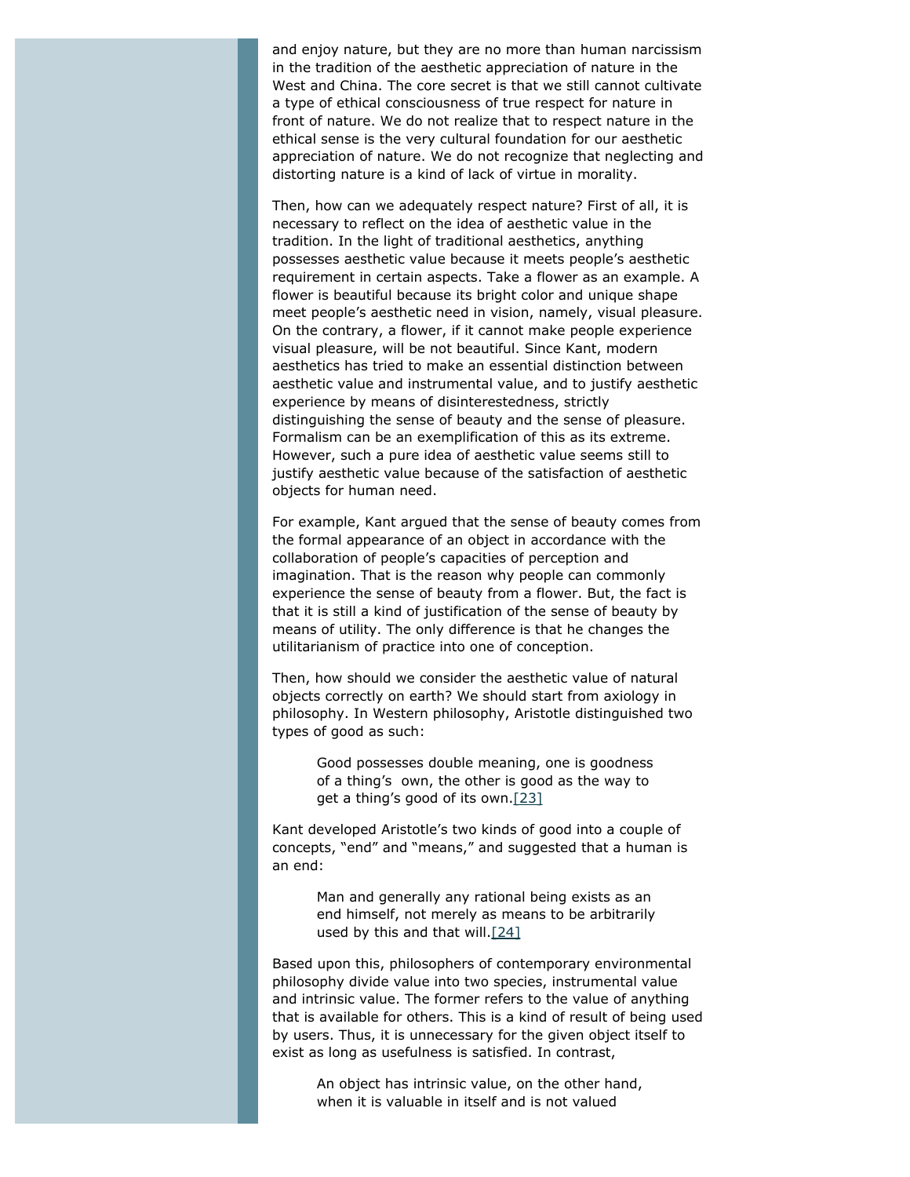and enjoy nature, but they are no more than human narcissism in the tradition of the aesthetic appreciation of nature in the West and China. The core secret is that we still cannot cultivate a type of ethical consciousness of true respect for nature in front of nature. We do not realize that to respect nature in the ethical sense is the very cultural foundation for our aesthetic appreciation of nature. We do not recognize that neglecting and distorting nature is a kind of lack of virtue in morality.

Then, how can we adequately respect nature? First of all, it is necessary to reflect on the idea of aesthetic value in the tradition. In the light of traditional aesthetics, anything possesses aesthetic value because it meets people's aesthetic requirement in certain aspects. Take a flower as an example. A flower is beautiful because its bright color and unique shape meet people's aesthetic need in vision, namely, visual pleasure. On the contrary, a flower, if it cannot make people experience visual pleasure, will be not beautiful. Since Kant, modern aesthetics has tried to make an essential distinction between aesthetic value and instrumental value, and to justify aesthetic experience by means of disinterestedness, strictly distinguishing the sense of beauty and the sense of pleasure. Formalism can be an exemplification of this as its extreme. However, such a pure idea of aesthetic value seems still to justify aesthetic value because of the satisfaction of aesthetic objects for human need.

For example, Kant argued that the sense of beauty comes from the formal appearance of an object in accordance with the collaboration of people's capacities of perception and imagination. That is the reason why people can commonly experience the sense of beauty from a flower. But, the fact is that it is still a kind of justification of the sense of beauty by means of utility. The only difference is that he changes the utilitarianism of practice into one of conception.

Then, how should we consider the aesthetic value of natural objects correctly on earth? We should start from axiology in philosophy. In Western philosophy, Aristotle distinguished two types of good as such:

> Good possesses double meaning, one is goodness of a thing's own, the other is good as the way to get a thing's good of its own.[23]

Kant developed Aristotle's two kinds of good into a couple of concepts, "end" and "means," and suggested that a human is an end:

> Man and generally any rational being exists as an end himself, not merely as means to be arbitrarily used by this and that will.[24]

Based upon this, philosophers of contemporary environmental philosophy divide value into two species, instrumental value and intrinsic value. The former refers to the value of anything that is available for others. This is a kind of result of being used by users. Thus, it is unnecessary for the given object itself to exist as long as usefulness is satisfied. In contrast,

> An object has intrinsic value, on the other hand, when it is valuable in itself and is not valued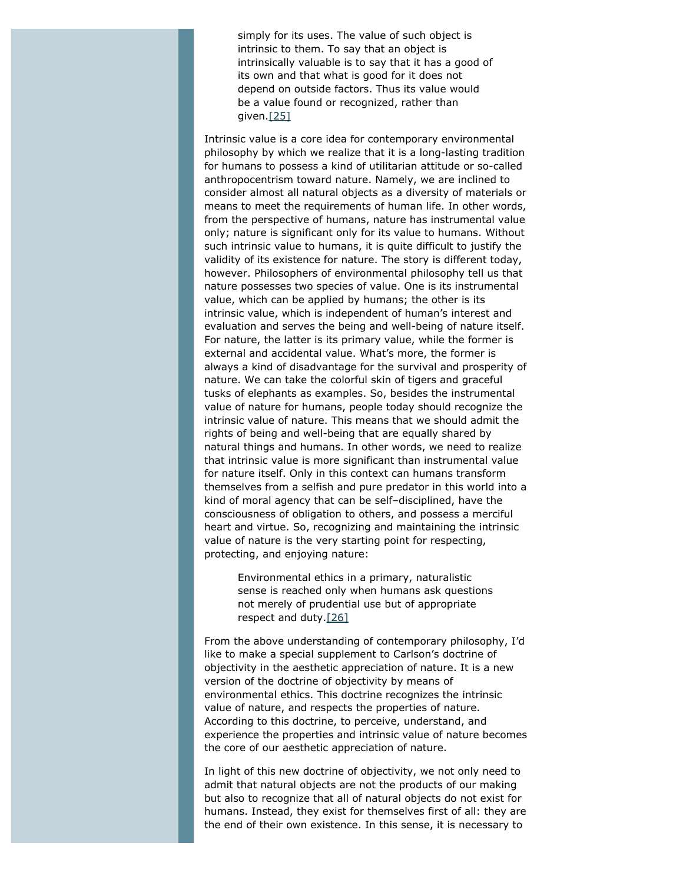> simply for its uses. The value of such object is intrinsic to them. To say that an object is intrinsically valuable is to say that it has a good of its own and that what is good for it does not depend on outside factors. Thus its value would be a value found or recognized, rather than given.[25]

Intrinsic value is a core idea for contemporary environmental philosophy by which we realize that it is a long-lasting tradition for humans to possess a kind of utilitarian attitude or so-called anthropocentrism toward nature. Namely, we are inclined to consider almost all natural objects as a diversity of materials or means to meet the requirements of human life. In other words, from the perspective of humans, nature has instrumental value only; nature is significant only for its value to humans. Without such intrinsic value to humans, it is quite difficult to justify the validity of its existence for nature. The story is different today, however. Philosophers of environmental philosophy tell us that nature possesses two species of value. One is its instrumental value, which can be applied by humans; the other is its intrinsic value, which is independent of human's interest and evaluation and serves the being and well-being of nature itself. For nature, the latter is its primary value, while the former is external and accidental value. What's more, the former is always a kind of disadvantage for the survival and prosperity of nature. We can take the colorful skin of tigers and graceful tusks of elephants as examples. So, besides the instrumental value of nature for humans, people today should recognize the intrinsic value of nature. This means that we should admit the rights of being and well-being that are equally shared by natural things and humans. In other words, we need to realize that intrinsic value is more significant than instrumental value for nature itself. Only in this context can humans transform themselves from a selfish and pure predator in this world into a kind of moral agency that can be self–disciplined, have the consciousness of obligation to others, and possess a merciful heart and virtue. So, recognizing and maintaining the intrinsic value of nature is the very starting point for respecting, protecting, and enjoying nature:

> Environmental ethics in a primary, naturalistic sense is reached only when humans ask questions not merely of prudential use but of appropriate respect and duty.[26]

From the above understanding of contemporary philosophy, I'd like to make a special supplement to Carlson's doctrine of objectivity in the aesthetic appreciation of nature. It is a new version of the doctrine of objectivity by means of environmental ethics. This doctrine recognizes the intrinsic value of nature, and respects the properties of nature. According to this doctrine, to perceive, understand, and experience the properties and intrinsic value of nature becomes the core of our aesthetic appreciation of nature.

In light of this new doctrine of objectivity, we not only need to admit that natural objects are not the products of our making but also to recognize that all of natural objects do not exist for humans. Instead, they exist for themselves first of all: they are the end of their own existence. In this sense, it is necessary to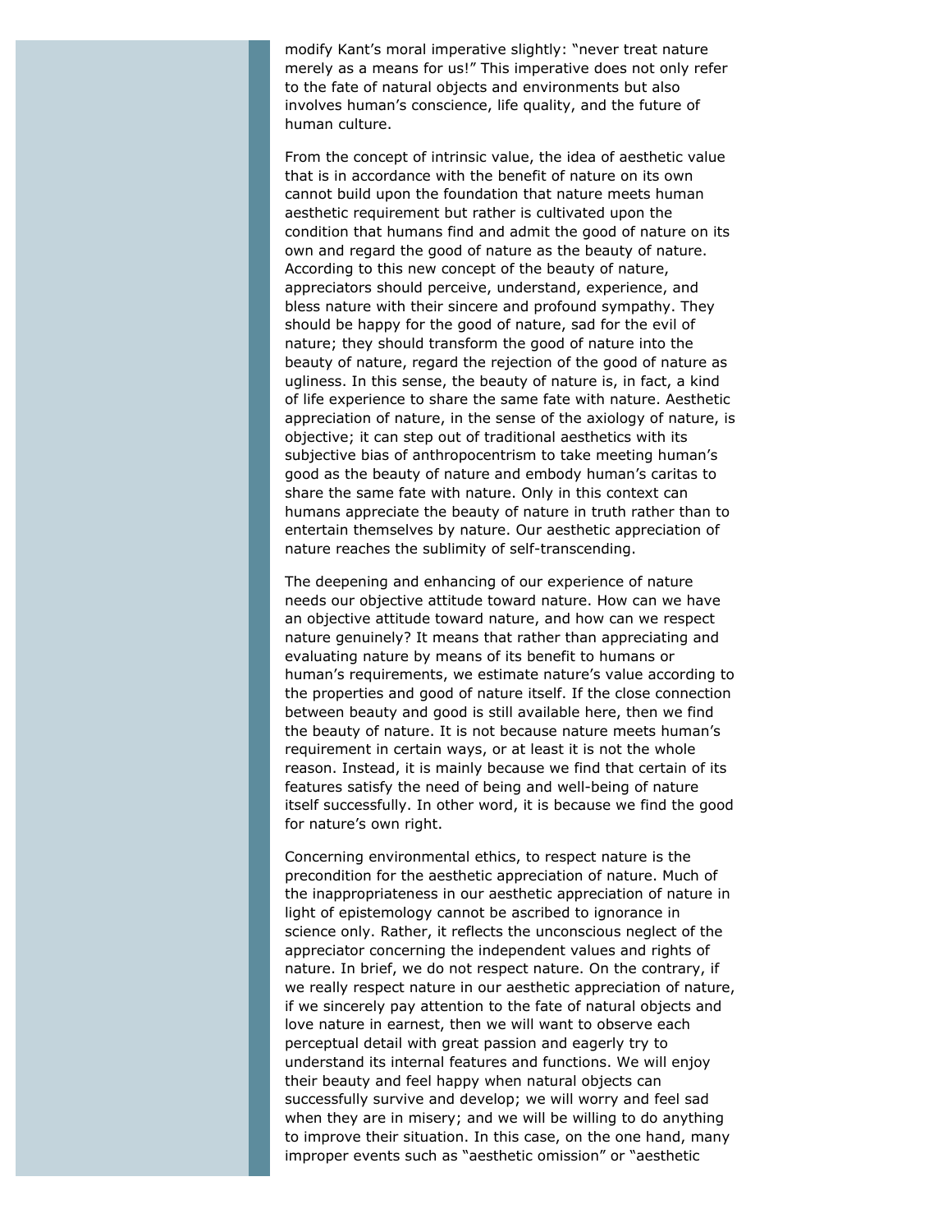modify Kant's moral imperative slightly: "never treat nature merely as a means for us!" This imperative does not only refer to the fate of natural objects and environments but also involves human's conscience, life quality, and the future of human culture.

From the concept of intrinsic value, the idea of aesthetic value that is in accordance with the benefit of nature on its own cannot build upon the foundation that nature meets human aesthetic requirement but rather is cultivated upon the condition that humans find and admit the good of nature on its own and regard the good of nature as the beauty of nature. According to this new concept of the beauty of nature, appreciators should perceive, understand, experience, and bless nature with their sincere and profound sympathy. They should be happy for the good of nature, sad for the evil of nature; they should transform the good of nature into the beauty of nature, regard the rejection of the good of nature as ugliness. In this sense, the beauty of nature is, in fact, a kind of life experience to share the same fate with nature. Aesthetic appreciation of nature, in the sense of the axiology of nature, is objective; it can step out of traditional aesthetics with its subjective bias of anthropocentrism to take meeting human's good as the beauty of nature and embody human's caritas to share the same fate with nature. Only in this context can humans appreciate the beauty of nature in truth rather than to entertain themselves by nature. Our aesthetic appreciation of nature reaches the sublimity of self-transcending.

The deepening and enhancing of our experience of nature needs our objective attitude toward nature. How can we have an objective attitude toward nature, and how can we respect nature genuinely? It means that rather than appreciating and evaluating nature by means of its benefit to humans or human's requirements, we estimate nature's value according to the properties and good of nature itself. If the close connection between beauty and good is still available here, then we find the beauty of nature. It is not because nature meets human's requirement in certain ways, or at least it is not the whole reason. Instead, it is mainly because we find that certain of its features satisfy the need of being and well-being of nature itself successfully. In other word, it is because we find the good for nature's own right.

Concerning environmental ethics, to respect nature is the precondition for the aesthetic appreciation of nature. Much of the inappropriateness in our aesthetic appreciation of nature in light of epistemology cannot be ascribed to ignorance in science only. Rather, it reflects the unconscious neglect of the appreciator concerning the independent values and rights of nature. In brief, we do not respect nature. On the contrary, if we really respect nature in our aesthetic appreciation of nature, if we sincerely pay attention to the fate of natural objects and love nature in earnest, then we will want to observe each perceptual detail with great passion and eagerly try to understand its internal features and functions. We will enjoy their beauty and feel happy when natural objects can successfully survive and develop; we will worry and feel sad when they are in misery; and we will be willing to do anything to improve their situation. In this case, on the one hand, many improper events such as "aesthetic omission" or "aesthetic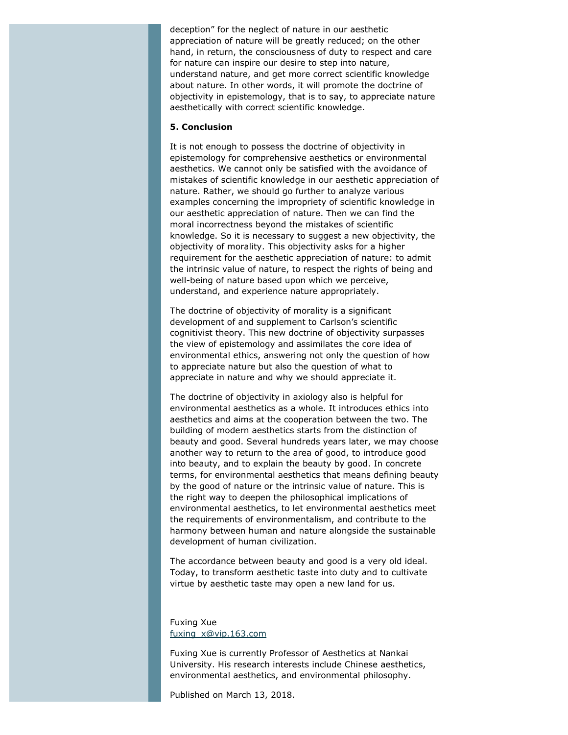deception" for the neglect of nature in our aesthetic appreciation of nature will be greatly reduced; on the other hand, in return, the consciousness of duty to respect and care for nature can inspire our desire to step into nature, understand nature, and get more correct scientific knowledge about nature. In other words, it will promote the doctrine of objectivity in epistemology, that is to say, to appreciate nature aesthetically with correct scientific knowledge.

**5. Conclusion**

It is not enough to possess the doctrine of objectivity in epistemology for comprehensive aesthetics or environmental aesthetics. We cannot only be satisfied with the avoidance of mistakes of scientific knowledge in our aesthetic appreciation of nature. Rather, we should go further to analyze various examples concerning the impropriety of scientific knowledge in our aesthetic appreciation of nature. Then we can find the moral incorrectness beyond the mistakes of scientific knowledge. So it is necessary to suggest a new objectivity, the objectivity of morality. This objectivity asks for a higher requirement for the aesthetic appreciation of nature: to admit the intrinsic value of nature, to respect the rights of being and well-being of nature based upon which we perceive, understand, and experience nature appropriately.

The doctrine of objectivity of morality is a significant development of and supplement to Carlson's scientific cognitivist theory. This new doctrine of objectivity surpasses the view of epistemology and assimilates the core idea of environmental ethics, answering not only the question of how to appreciate nature but also the question of what to appreciate in nature and why we should appreciate it.

The doctrine of objectivity in axiology also is helpful for environmental aesthetics as a whole. It introduces ethics into aesthetics and aims at the cooperation between the two. The building of modern aesthetics starts from the distinction of beauty and good. Several hundreds years later, we may choose another way to return to the area of good, to introduce good into beauty, and to explain the beauty by good. In concrete terms, for environmental aesthetics that means defining beauty by the good of nature or the intrinsic value of nature. This is the right way to deepen the philosophical implications of environmental aesthetics, to let environmental aesthetics meet the requirements of environmentalism, and contribute to the harmony between human and nature alongside the sustainable development of human civilization.

The accordance between beauty and good is a very old ideal. Today, to transform aesthetic taste into duty and to cultivate virtue by aesthetic taste may open a new land for us.

Fuxing Xue
fuxing_x@vip.163.com

Fuxing Xue is currently Professor of Aesthetics at Nankai University. His research interests include Chinese aesthetics, environmental aesthetics, and environmental philosophy.

Published on March 13, 2018.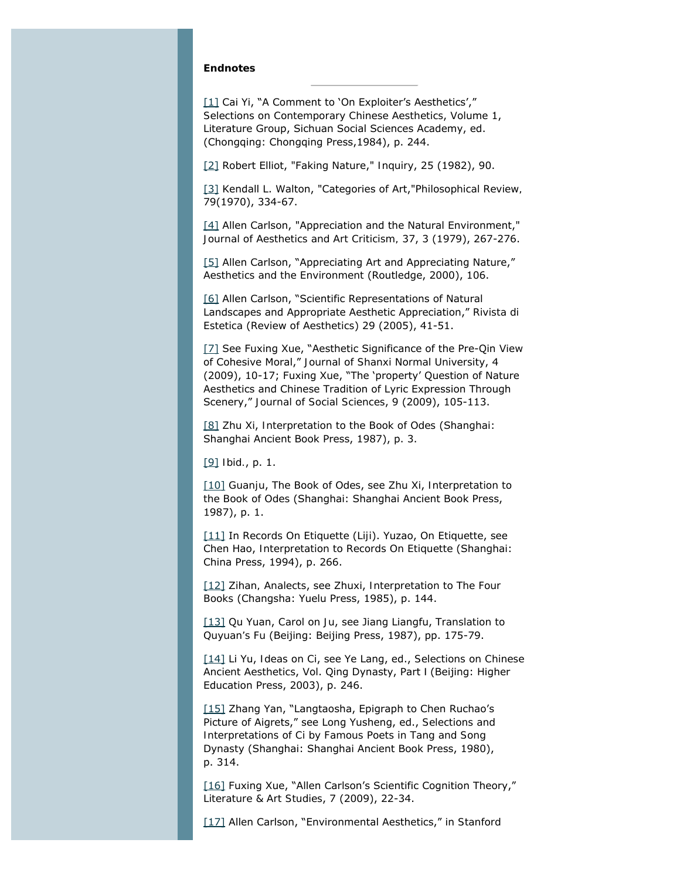**Endnotes**

---

[1] Cai Yi, "A Comment to 'On Exploiter's Aesthetics'," Selections on Contemporary Chinese Aesthetics, Volume 1, Literature Group, Sichuan Social Sciences Academy, ed. (Chongqing: Chongqing Press,1984), p. 244.

[2] Robert Elliot, "Faking Nature," Inquiry, 25 (1982), 90.

[3] Kendall L. Walton, "Categories of Art,"Philosophical Review, 79(1970), 334-67.

[4] Allen Carlson, "Appreciation and the Natural Environment," Journal of Aesthetics and Art Criticism, 37, 3 (1979), 267-276.

[5] Allen Carlson, "Appreciating Art and Appreciating Nature," Aesthetics and the Environment (Routledge, 2000), 106.

[6] Allen Carlson, "Scientific Representations of Natural Landscapes and Appropriate Aesthetic Appreciation," Rivista di Estetica (Review of Aesthetics) 29 (2005), 41-51.

[7] See Fuxing Xue, "Aesthetic Significance of the Pre-Qin View of Cohesive Moral," Journal of Shanxi Normal University, 4 (2009), 10-17; Fuxing Xue, "The 'property' Question of Nature Aesthetics and Chinese Tradition of Lyric Expression Through Scenery," Journal of Social Sciences, 9 (2009), 105-113.

[8] Zhu Xi, Interpretation to the Book of Odes (Shanghai: Shanghai Ancient Book Press, 1987), p. 3.

[9] Ibid., p. 1.

[10] Guanju, The Book of Odes, see Zhu Xi, Interpretation to the Book of Odes (Shanghai: Shanghai Ancient Book Press, 1987), p. 1.

[11] In Records On Etiquette (Liji). Yuzao, On Etiquette, see Chen Hao, Interpretation to Records On Etiquette (Shanghai: China Press, 1994), p. 266.

[12] Zihan, Analects, see Zhuxi, Interpretation to The Four Books (Changsha: Yuelu Press, 1985), p. 144.

[13] Qu Yuan, Carol on Ju, see Jiang Liangfu, Translation to Quyuan's Fu (Beijing: Beijing Press, 1987), pp. 175-79.

[14] Li Yu, Ideas on Ci, see Ye Lang, ed., Selections on Chinese Ancient Aesthetics, Vol. Qing Dynasty, Part I (Beijing: Higher Education Press, 2003), p. 246.

[15] Zhang Yan, "Langtaosha, Epigraph to Chen Ruchao's Picture of Aigrets," see Long Yusheng, ed., Selections and Interpretations of Ci by Famous Poets in Tang and Song Dynasty (Shanghai: Shanghai Ancient Book Press, 1980), p. 314.

[16] Fuxing Xue, "Allen Carlson's Scientific Cognition Theory," Literature & Art Studies, 7 (2009), 22-34.

[17] Allen Carlson, "Environmental Aesthetics," in Stanford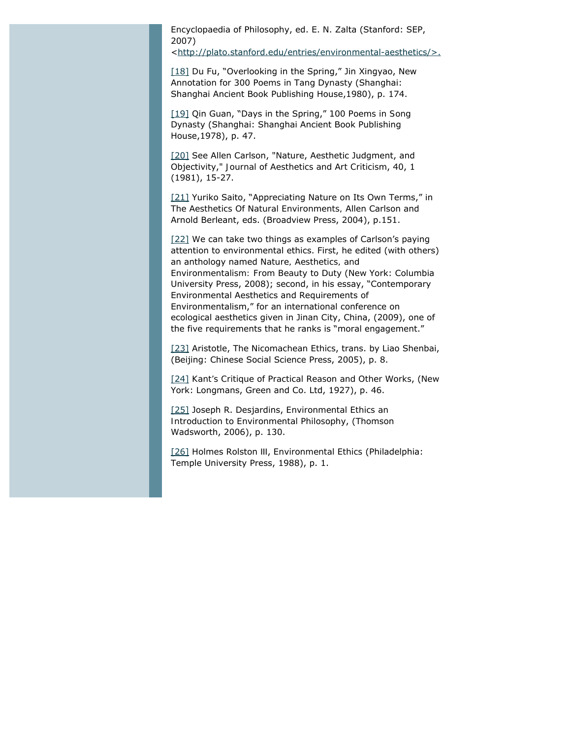Encyclopaedia of Philosophy, ed. E. N. Zalta (Stanford: SEP, 2007) <http://plato.stanford.edu/entries/environmental-aesthetics/>.

[18] Du Fu, “Overlooking in the Spring,” Jin Xingyao, New Annotation for 300 Poems in Tang Dynasty (Shanghai: Shanghai Ancient Book Publishing House,1980), p. 174.

[19] Qin Guan, “Days in the Spring,” 100 Poems in Song Dynasty (Shanghai: Shanghai Ancient Book Publishing House,1978), p. 47.

[20] See Allen Carlson, "Nature, Aesthetic Judgment, and Objectivity," Journal of Aesthetics and Art Criticism, 40, 1 (1981), 15-27.

[21] Yuriko Saito, “Appreciating Nature on Its Own Terms,” in The Aesthetics Of Natural Environments, Allen Carlson and Arnold Berleant, eds. (Broadview Press, 2004), p.151.

[22] We can take two things as examples of Carlson’s paying attention to environmental ethics. First, he edited (with others) an anthology named Nature, Aesthetics, and Environmentalism: From Beauty to Duty (New York: Columbia University Press, 2008); second, in his essay, “Contemporary Environmental Aesthetics and Requirements of Environmentalism,” for an international conference on ecological aesthetics given in Jinan City, China, (2009), one of the five requirements that he ranks is “moral engagement.”

[23] Aristotle, The Nicomachean Ethics, trans. by Liao Shenbai, (Beijing: Chinese Social Science Press, 2005), p. 8.

[24] Kant’s Critique of Practical Reason and Other Works, (New York: Longmans, Green and Co. Ltd, 1927), p. 46.

[25] Joseph R. Desjardins, Environmental Ethics an Introduction to Environmental Philosophy, (Thomson Wadsworth, 2006), p. 130.

[26] Holmes Rolston III, Environmental Ethics (Philadelphia: Temple University Press, 1988), p. 1.